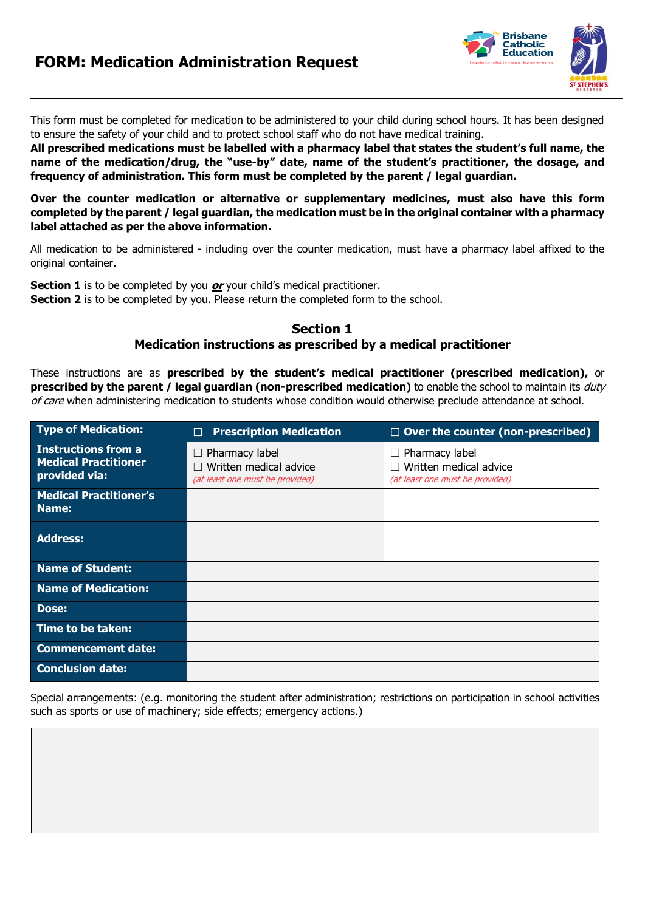# FORM: Medication Administration Request

This form must be completed for medication to be administered to your child during school hours. It has been designed to ensure the safety of your child and to protect school staff who do not have medical training.
**All prescribed medications must be labelled with a pharmacy label that states the student's full name, the name of the medication/drug, the "use-by" date, name of the student's practitioner, the dosage, and frequency of administration. This form must be completed by the parent / legal guardian.**

**Over the counter medication or alternative or supplementary medicines, must also have this form completed by the parent / legal guardian, the medication must be in the original container with a pharmacy label attached as per the above information.**

All medication to be administered - including over the counter medication, must have a pharmacy label affixed to the original container.

**Section 1** is to be completed by you ***or*** your child's medical practitioner.
**Section 2** is to be completed by you. Please return the completed form to the school.

## Section 1
### Medication instructions as prescribed by a medical practitioner

These instructions are as **prescribed by the student's medical practitioner (prescribed medication),** or **prescribed by the parent / legal guardian (non-prescribed medication)** to enable the school to maintain its *duty of care* when administering medication to students whose condition would otherwise preclude attendance at school.

| Type of Medication: | ☐ Prescription Medication | ☐ Over the counter (non-prescribed) |
|---|---|---|
| Instructions from a Medical Practitioner provided via: | ☐ Pharmacy label<br>☐ Written medical advice<br>*(at least one must be provided)* | ☐ Pharmacy label<br>☐ Written medical advice<br>*(at least one must be provided)* |
| Medical Practitioner's Name: | | |
| Address: | | |
| Name of Student: | | |
| Name of Medication: | | |
| Dose: | | |
| Time to be taken: | | |
| Commencement date: | | |
| Conclusion date: | | |

Special arrangements: (e.g. monitoring the student after administration; restrictions on participation in school activities such as sports or use of machinery; side effects; emergency actions.)

| |
|---|
| |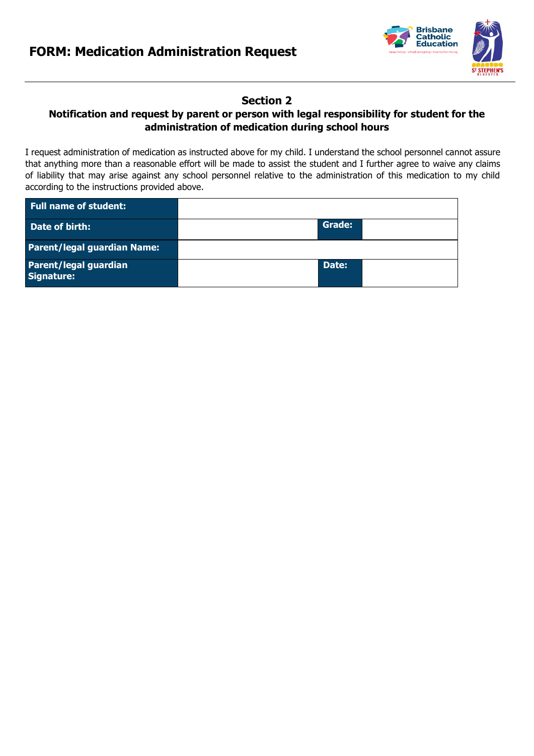# FORM: Medication Administration Request

## Section 2

### Notification and request by parent or person with legal responsibility for student for the administration of medication during school hours

I request administration of medication as instructed above for my child. I understand the school personnel cannot assure that anything more than a reasonable effort will be made to assist the student and I further agree to waive any claims of liability that may arise against any school personnel relative to the administration of this medication to my child according to the instructions provided above.

| | | | |
|---|---|---|---|
| **Full name of student:** | | | |
| **Date of birth:** | | **Grade:** | |
| **Parent/legal guardian Name:** | | | |
| **Parent/legal guardian Signature:** | | **Date:** | |